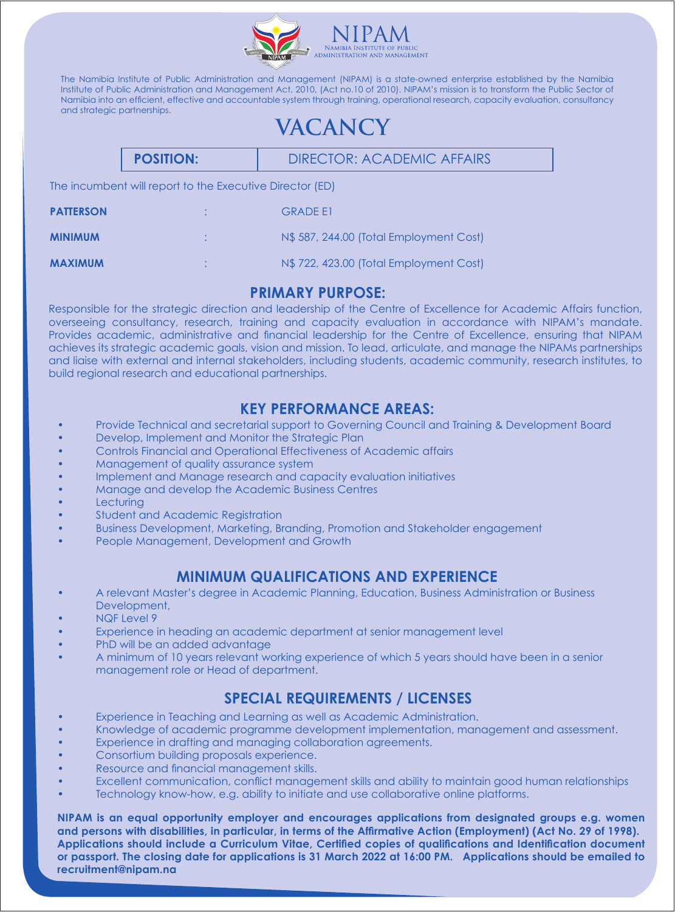# NIPAM

NAMIBIA INSTITUTE OF PUBLIC ADMINISTRATION AND MANAGEMENT

The Namibia Institute of Public Administration and Management (NIPAM) is a state-owned enterprise established by the Namibia Institute of Public Administration and Management Act, 2010, (Act no.10 of 2010). NIPAM's mission is to transform the Public Sector of Namibia into an efficient, effective and accountable system through training, operational research, capacity evaluation, consultancy and strategic partnerships.

# VACANCY

| | |
|---|---|
| **POSITION:** | DIRECTOR: ACADEMIC AFFAIRS |

The incumbent will report to the Executive Director (ED)

| | | |
|---|---|---|
| **PATTERSON** | : | GRADE E1 |
| **MINIMUM** | : | N$ 587, 244.00 (Total Employment Cost) |
| **MAXIMUM** | : | N$ 722, 423.00 (Total Employment Cost) |

## PRIMARY PURPOSE:

Responsible for the strategic direction and leadership of the Centre of Excellence for Academic Affairs function, overseeing consultancy, research, training and capacity evaluation in accordance with NIPAM's mandate. Provides academic, administrative and financial leadership for the Centre of Excellence, ensuring that NIPAM achieves its strategic academic goals, vision and mission. To lead, articulate, and manage the NIPAMs partnerships and liaise with external and internal stakeholders, including students, academic community, research institutes, to build regional research and educational partnerships.

## KEY PERFORMANCE AREAS:

- Provide Technical and secretarial support to Governing Council and Training & Development Board
- Develop, Implement and Monitor the Strategic Plan
- Controls Financial and Operational Effectiveness of Academic affairs
- Management of quality assurance system
- Implement and Manage research and capacity evaluation initiatives
- Manage and develop the Academic Business Centres
- Lecturing
- Student and Academic Registration
- Business Development, Marketing, Branding, Promotion and Stakeholder engagement
- People Management, Development and Growth

## MINIMUM QUALIFICATIONS AND EXPERIENCE

- A relevant Master's degree in Academic Planning, Education, Business Administration or Business Development,
- NQF Level 9
- Experience in heading an academic department at senior management level
- PhD will be an added advantage
- A minimum of 10 years relevant working experience of which 5 years should have been in a senior management role or Head of department.

## SPECIAL REQUIREMENTS / LICENSES

- Experience in Teaching and Learning as well as Academic Administration.
- Knowledge of academic programme development implementation, management and assessment.
- Experience in drafting and managing collaboration agreements.
- Consortium building proposals experience.
- Resource and financial management skills.
- Excellent communication, conflict management skills and ability to maintain good human relationships
- Technology know-how, e.g. ability to initiate and use collaborative online platforms.

**NIPAM is an equal opportunity employer and encourages applications from designated groups e.g. women and persons with disabilities, in particular, in terms of the Affirmative Action (Employment) (Act No. 29 of 1998). Applications should include a Curriculum Vitae, Certified copies of qualifications and Identification document or passport. The closing date for applications is 31 March 2022 at 16:00 PM. Applications should be emailed to recruitment@nipam.na**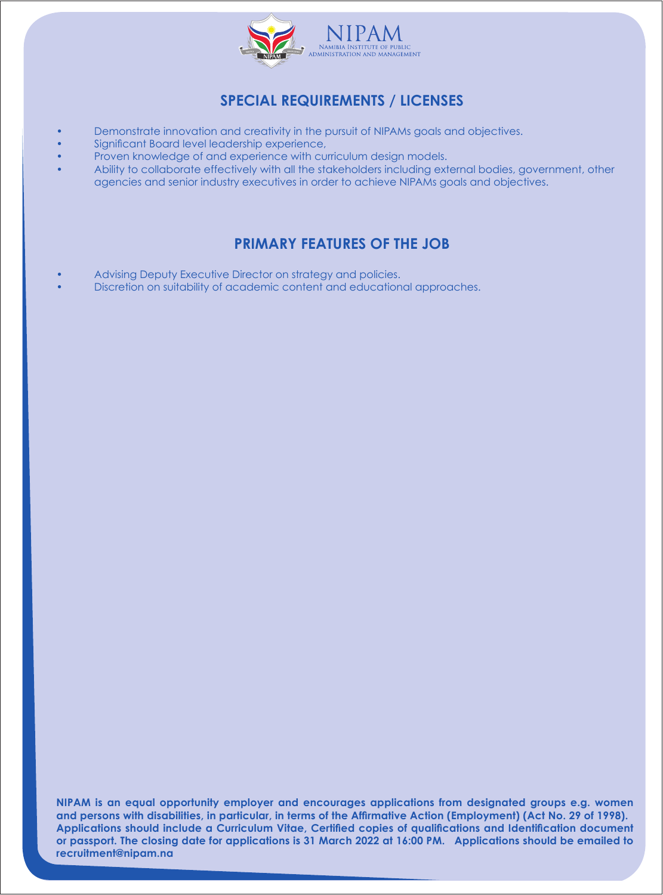## SPECIAL REQUIREMENTS / LICENSES

- Demonstrate innovation and creativity in the pursuit of NIPAMs goals and objectives.
- Significant Board level leadership experience,
- Proven knowledge of and experience with curriculum design models.
- Ability to collaborate effectively with all the stakeholders including external bodies, government, other agencies and senior industry executives in order to achieve NIPAMs goals and objectives.

## PRIMARY FEATURES OF THE JOB

- Advising Deputy Executive Director on strategy and policies.
- Discretion on suitability of academic content and educational approaches.

**NIPAM is an equal opportunity employer and encourages applications from designated groups e.g. women and persons with disabilities, in particular, in terms of the Affirmative Action (Employment) (Act No. 29 of 1998). Applications should include a Curriculum Vitae, Certified copies of qualifications and Identification document or passport. The closing date for applications is 31 March 2022 at 16:00 PM. Applications should be emailed to recruitment@nipam.na**